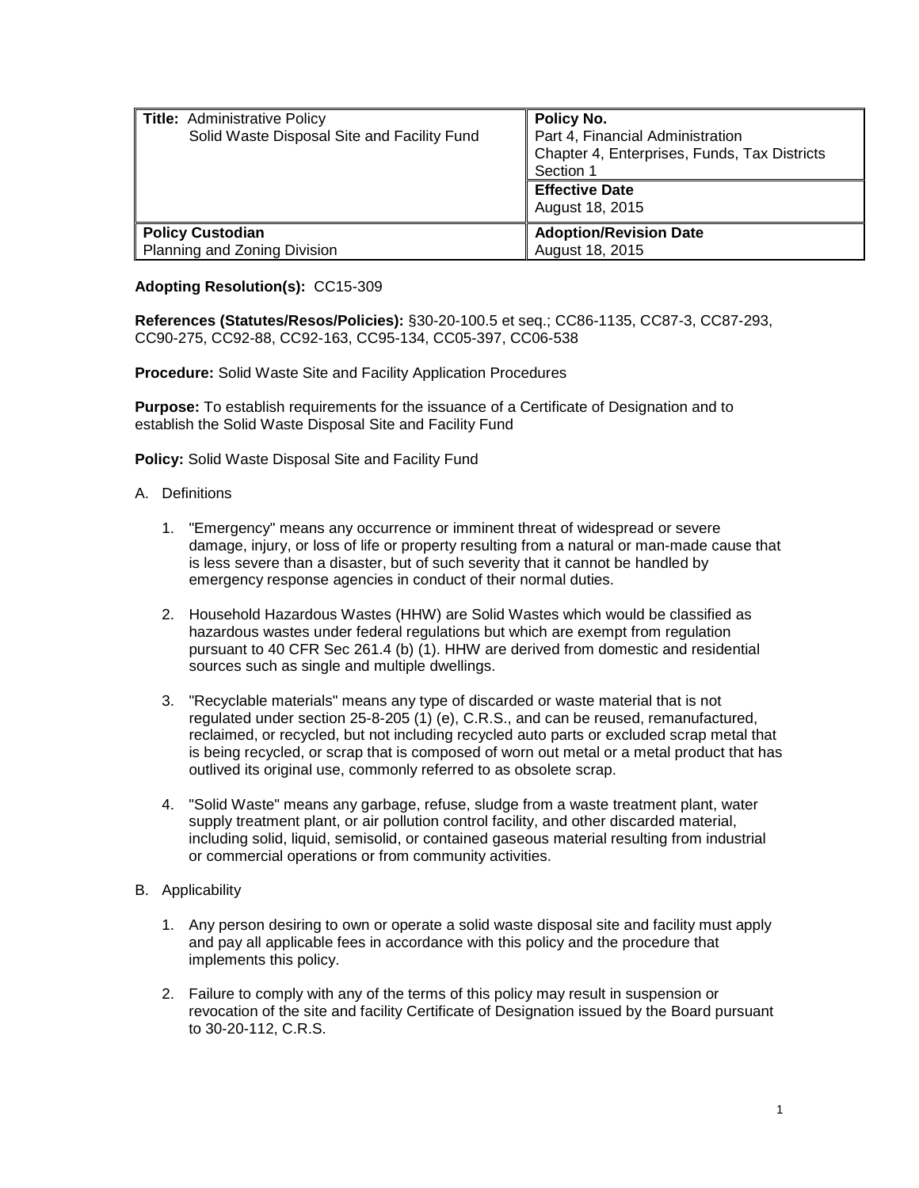| **Title:** Administrative Policy<br>Solid Waste Disposal Site and Facility Fund | **Policy No.**<br>Part 4, Financial Administration<br>Chapter 4, Enterprises, Funds, Tax Districts<br>Section 1 |
|---|---|
| | **Effective Date**<br>August 18, 2015 |
| **Policy Custodian**<br>Planning and Zoning Division | **Adoption/Revision Date**<br>August 18, 2015 |

**Adopting Resolution(s):** CC15-309

**References (Statutes/Resos/Policies):** §30-20-100.5 et seq.; CC86-1135, CC87-3, CC87-293, CC90-275, CC92-88, CC92-163, CC95-134, CC05-397, CC06-538

**Procedure:** Solid Waste Site and Facility Application Procedures

**Purpose:** To establish requirements for the issuance of a Certificate of Designation and to establish the Solid Waste Disposal Site and Facility Fund

**Policy:** Solid Waste Disposal Site and Facility Fund

A. Definitions

1. "Emergency" means any occurrence or imminent threat of widespread or severe damage, injury, or loss of life or property resulting from a natural or man-made cause that is less severe than a disaster, but of such severity that it cannot be handled by emergency response agencies in conduct of their normal duties.

2. Household Hazardous Wastes (HHW) are Solid Wastes which would be classified as hazardous wastes under federal regulations but which are exempt from regulation pursuant to 40 CFR Sec 261.4 (b) (1). HHW are derived from domestic and residential sources such as single and multiple dwellings.

3. "Recyclable materials" means any type of discarded or waste material that is not regulated under section 25-8-205 (1) (e), C.R.S., and can be reused, remanufactured, reclaimed, or recycled, but not including recycled auto parts or excluded scrap metal that is being recycled, or scrap that is composed of worn out metal or a metal product that has outlived its original use, commonly referred to as obsolete scrap.

4. "Solid Waste" means any garbage, refuse, sludge from a waste treatment plant, water supply treatment plant, or air pollution control facility, and other discarded material, including solid, liquid, semisolid, or contained gaseous material resulting from industrial or commercial operations or from community activities.

B. Applicability

1. Any person desiring to own or operate a solid waste disposal site and facility must apply and pay all applicable fees in accordance with this policy and the procedure that implements this policy.

2. Failure to comply with any of the terms of this policy may result in suspension or revocation of the site and facility Certificate of Designation issued by the Board pursuant to 30-20-112, C.R.S.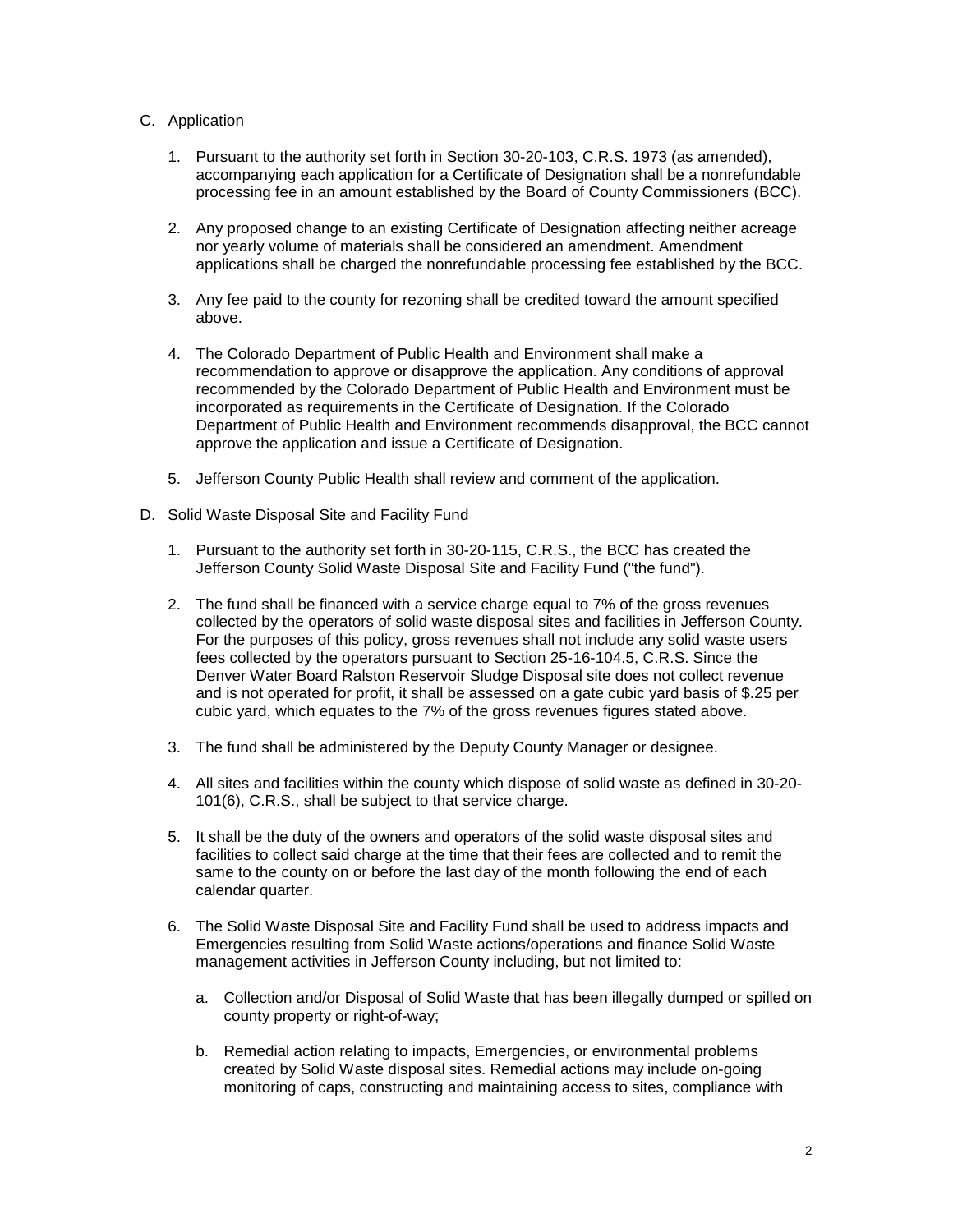C. Application

1. Pursuant to the authority set forth in Section 30-20-103, C.R.S. 1973 (as amended), accompanying each application for a Certificate of Designation shall be a nonrefundable processing fee in an amount established by the Board of County Commissioners (BCC).

2. Any proposed change to an existing Certificate of Designation affecting neither acreage nor yearly volume of materials shall be considered an amendment. Amendment applications shall be charged the nonrefundable processing fee established by the BCC.

3. Any fee paid to the county for rezoning shall be credited toward the amount specified above.

4. The Colorado Department of Public Health and Environment shall make a recommendation to approve or disapprove the application. Any conditions of approval recommended by the Colorado Department of Public Health and Environment must be incorporated as requirements in the Certificate of Designation. If the Colorado Department of Public Health and Environment recommends disapproval, the BCC cannot approve the application and issue a Certificate of Designation.

5. Jefferson County Public Health shall review and comment of the application.

D. Solid Waste Disposal Site and Facility Fund

1. Pursuant to the authority set forth in 30-20-115, C.R.S., the BCC has created the Jefferson County Solid Waste Disposal Site and Facility Fund ("the fund").

2. The fund shall be financed with a service charge equal to 7% of the gross revenues collected by the operators of solid waste disposal sites and facilities in Jefferson County. For the purposes of this policy, gross revenues shall not include any solid waste users fees collected by the operators pursuant to Section 25-16-104.5, C.R.S. Since the Denver Water Board Ralston Reservoir Sludge Disposal site does not collect revenue and is not operated for profit, it shall be assessed on a gate cubic yard basis of $.25 per cubic yard, which equates to the 7% of the gross revenues figures stated above.

3. The fund shall be administered by the Deputy County Manager or designee.

4. All sites and facilities within the county which dispose of solid waste as defined in 30-20-101(6), C.R.S., shall be subject to that service charge.

5. It shall be the duty of the owners and operators of the solid waste disposal sites and facilities to collect said charge at the time that their fees are collected and to remit the same to the county on or before the last day of the month following the end of each calendar quarter.

6. The Solid Waste Disposal Site and Facility Fund shall be used to address impacts and Emergencies resulting from Solid Waste actions/operations and finance Solid Waste management activities in Jefferson County including, but not limited to:

   a. Collection and/or Disposal of Solid Waste that has been illegally dumped or spilled on county property or right-of-way;

   b. Remedial action relating to impacts, Emergencies, or environmental problems created by Solid Waste disposal sites. Remedial actions may include on-going monitoring of caps, constructing and maintaining access to sites, compliance with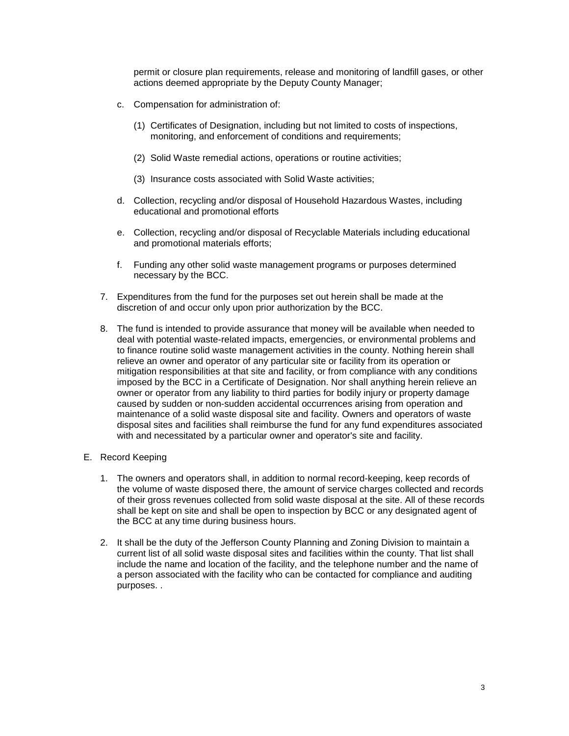permit or closure plan requirements, release and monitoring of landfill gases, or other actions deemed appropriate by the Deputy County Manager;

c. Compensation for administration of:

   (1) Certificates of Designation, including but not limited to costs of inspections, monitoring, and enforcement of conditions and requirements;

   (2) Solid Waste remedial actions, operations or routine activities;

   (3) Insurance costs associated with Solid Waste activities;

d. Collection, recycling and/or disposal of Household Hazardous Wastes, including educational and promotional efforts

e. Collection, recycling and/or disposal of Recyclable Materials including educational and promotional materials efforts;

f. Funding any other solid waste management programs or purposes determined necessary by the BCC.

7. Expenditures from the fund for the purposes set out herein shall be made at the discretion of and occur only upon prior authorization by the BCC.

8. The fund is intended to provide assurance that money will be available when needed to deal with potential waste-related impacts, emergencies, or environmental problems and to finance routine solid waste management activities in the county. Nothing herein shall relieve an owner and operator of any particular site or facility from its operation or mitigation responsibilities at that site and facility, or from compliance with any conditions imposed by the BCC in a Certificate of Designation. Nor shall anything herein relieve an owner or operator from any liability to third parties for bodily injury or property damage caused by sudden or non-sudden accidental occurrences arising from operation and maintenance of a solid waste disposal site and facility. Owners and operators of waste disposal sites and facilities shall reimburse the fund for any fund expenditures associated with and necessitated by a particular owner and operator's site and facility.

E. Record Keeping

1. The owners and operators shall, in addition to normal record-keeping, keep records of the volume of waste disposed there, the amount of service charges collected and records of their gross revenues collected from solid waste disposal at the site. All of these records shall be kept on site and shall be open to inspection by BCC or any designated agent of the BCC at any time during business hours.

2. It shall be the duty of the Jefferson County Planning and Zoning Division to maintain a current list of all solid waste disposal sites and facilities within the county. That list shall include the name and location of the facility, and the telephone number and the name of a person associated with the facility who can be contacted for compliance and auditing purposes. .